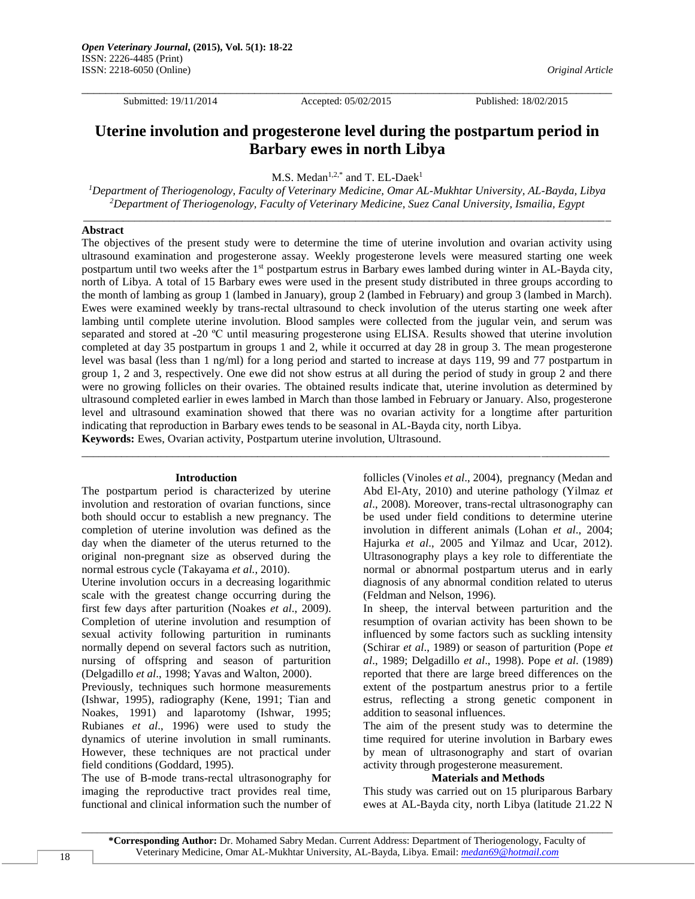*Original Article*

Submitted: 19/11/2014 Accepted: 05/02/2015 Published: 18/02/2015

# Uterine involution and progesterone level during the postpartum period in Barbary ewes in north Libya

M.S. Medan[1,2,*] and T. EL-Daek[1]

[1]*Department of Theriogenology, Faculty of Veterinary Medicine, Omar AL-Mukhtar University, AL-Bayda, Libya*
[2]*Department of Theriogenology, Faculty of Veterinary Medicine, Suez Canal University, Ismailia, Egypt*

## Abstract

The objectives of the present study were to determine the time of uterine involution and ovarian activity using ultrasound examination and progesterone assay. Weekly progesterone levels were measured starting one week postpartum until two weeks after the 1st postpartum estrus in Barbary ewes lambed during winter in AL-Bayda city, north of Libya. A total of 15 Barbary ewes were used in the present study distributed in three groups according to the month of lambing as group 1 (lambed in January), group 2 (lambed in February) and group 3 (lambed in March). Ewes were examined weekly by trans-rectal ultrasound to check involution of the uterus starting one week after lambing until complete uterine involution. Blood samples were collected from the jugular vein, and serum was separated and stored at -20 ºC until measuring progesterone using ELISA. Results showed that uterine involution completed at day 35 postpartum in groups 1 and 2, while it occurred at day 28 in group 3. The mean progesterone level was basal (less than 1 ng/ml) for a long period and started to increase at days 119, 99 and 77 postpartum in group 1, 2 and 3, respectively. One ewe did not show estrus at all during the period of study in group 2 and there were no growing follicles on their ovaries. The obtained results indicate that, uterine involution as determined by ultrasound completed earlier in ewes lambed in March than those lambed in February or January. Also, progesterone level and ultrasound examination showed that there was no ovarian activity for a longtime after parturition indicating that reproduction in Barbary ewes tends to be seasonal in AL-Bayda city, north Libya.

**Keywords:** Ewes, Ovarian activity, Postpartum uterine involution, Ultrasound.

## Introduction

The postpartum period is characterized by uterine involution and restoration of ovarian functions, since both should occur to establish a new pregnancy. The completion of uterine involution was defined as the day when the diameter of the uterus returned to the original non-pregnant size as observed during the normal estrous cycle (Takayama *et al.*, 2010).

Uterine involution occurs in a decreasing logarithmic scale with the greatest change occurring during the first few days after parturition (Noakes *et al*., 2009). Completion of uterine involution and resumption of sexual activity following parturition in ruminants normally depend on several factors such as nutrition, nursing of offspring and season of parturition (Delgadillo *et al*., 1998; Yavas and Walton, 2000).

Previously, techniques such hormone measurements (Ishwar, 1995), radiography (Kene, 1991; Tian and Noakes, 1991) and laparotomy (Ishwar, 1995; Rubianes *et al*., 1996) were used to study the dynamics of uterine involution in small ruminants. However, these techniques are not practical under field conditions (Goddard, 1995).

The use of B-mode trans-rectal ultrasonography for imaging the reproductive tract provides real time, functional and clinical information such the number of follicles (Vinoles *et al*., 2004), pregnancy (Medan and Abd El-Aty, 2010) and uterine pathology (Yilmaz *et al*., 2008). Moreover, trans-rectal ultrasonography can be used under field conditions to determine uterine involution in different animals (Lohan *et al*., 2004; Hajurka *et al*., 2005 and Yilmaz and Ucar, 2012). Ultrasonography plays a key role to differentiate the normal or abnormal postpartum uterus and in early diagnosis of any abnormal condition related to uterus (Feldman and Nelson, 1996).

In sheep, the interval between parturition and the resumption of ovarian activity has been shown to be influenced by some factors such as suckling intensity (Schirar *et al*., 1989) or season of parturition (Pope *et al*., 1989; Delgadillo *et al*., 1998). Pope *et al*. (1989) reported that there are large breed differences on the extent of the postpartum anestrus prior to a fertile estrus, reflecting a strong genetic component in addition to seasonal influences.

The aim of the present study was to determine the time required for uterine involution in Barbary ewes by mean of ultrasonography and start of ovarian activity through progesterone measurement.

## Materials and Methods

This study was carried out on 15 pluriparous Barbary ewes at AL-Bayda city, north Libya (latitude 21.22 N

---

**\*Corresponding Author:** Dr. Mohamed Sabry Medan. Current Address: Department of Theriogenology, Faculty of Veterinary Medicine, Omar AL-Mukhtar University, AL-Bayda, Libya. Email: medan69@hotmail.com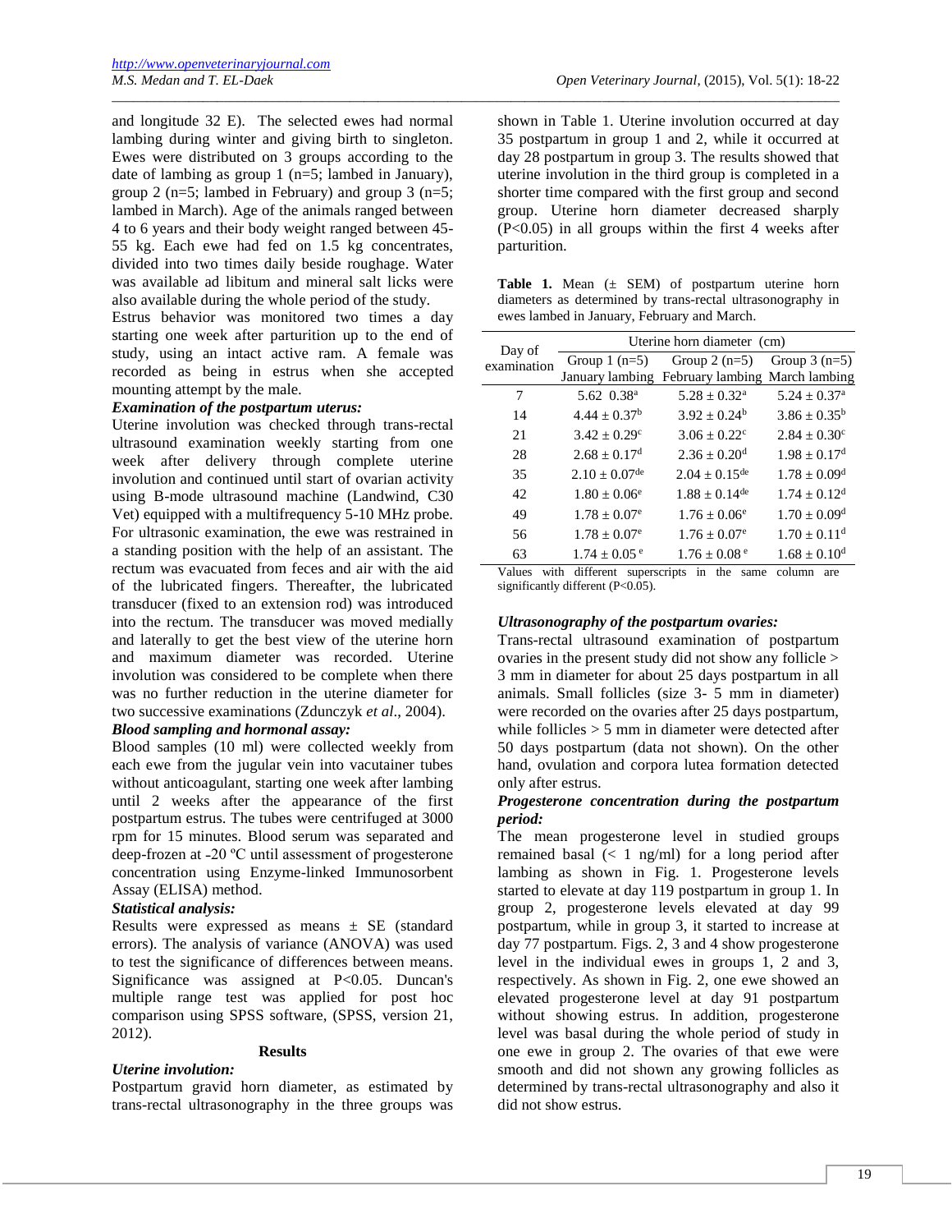and longitude 32 E). The selected ewes had normal lambing during winter and giving birth to singleton. Ewes were distributed on 3 groups according to the date of lambing as group 1 (n=5; lambed in January), group 2 (n=5; lambed in February) and group 3 (n=5; lambed in March). Age of the animals ranged between 4 to 6 years and their body weight ranged between 45-55 kg. Each ewe had fed on 1.5 kg concentrates, divided into two times daily beside roughage. Water was available ad libitum and mineral salt licks were also available during the whole period of the study.

Estrus behavior was monitored two times a day starting one week after parturition up to the end of study, using an intact active ram. A female was recorded as being in estrus when she accepted mounting attempt by the male.

***Examination of the postpartum uterus:***

Uterine involution was checked through trans-rectal ultrasound examination weekly starting from one week after delivery through complete uterine involution and continued until start of ovarian activity using B-mode ultrasound machine (Landwind, C30 Vet) equipped with a multifrequency 5-10 MHz probe. For ultrasonic examination, the ewe was restrained in a standing position with the help of an assistant. The rectum was evacuated from feces and air with the aid of the lubricated fingers. Thereafter, the lubricated transducer (fixed to an extension rod) was introduced into the rectum. The transducer was moved medially and laterally to get the best view of the uterine horn and maximum diameter was recorded. Uterine involution was considered to be complete when there was no further reduction in the uterine diameter for two successive examinations (Zdunczyk *et al*., 2004).

***Blood sampling and hormonal assay:***

Blood samples (10 ml) were collected weekly from each ewe from the jugular vein into vacutainer tubes without anticoagulant, starting one week after lambing until 2 weeks after the appearance of the first postpartum estrus. The tubes were centrifuged at 3000 rpm for 15 minutes. Blood serum was separated and deep-frozen at -20 ºC until assessment of progesterone concentration using Enzyme-linked Immunosorbent Assay (ELISA) method.

***Statistical analysis:***

Results were expressed as means ± SE (standard errors). The analysis of variance (ANOVA) was used to test the significance of differences between means. Significance was assigned at P<0.05. Duncan's multiple range test was applied for post hoc comparison using SPSS software, (SPSS, version 21, 2012).

## Results

***Uterine involution:***

Postpartum gravid horn diameter, as estimated by trans-rectal ultrasonography in the three groups was shown in Table 1. Uterine involution occurred at day 35 postpartum in group 1 and 2, while it occurred at day 28 postpartum in group 3. The results showed that uterine involution in the third group is completed in a shorter time compared with the first group and second group. Uterine horn diameter decreased sharply (P<0.05) in all groups within the first 4 weeks after parturition.

**Table 1.** Mean (± SEM) of postpartum uterine horn diameters as determined by trans-rectal ultrasonography in ewes lambed in January, February and March.

| Day of examination | Uterine horn diameter (cm) | | |
|---|---|---|---|
| | Group 1 (n=5) January lambing | Group 2 (n=5) February lambing | Group 3 (n=5) March lambing |
| 7 | 5.62 0.38[a] | 5.28 ± 0.32[a] | 5.24 ± 0.37[a] |
| 14 | 4.44 ± 0.37[b] | 3.92 ± 0.24[b] | 3.86 ± 0.35[b] |
| 21 | 3.42 ± 0.29[c] | 3.06 ± 0.22[c] | 2.84 ± 0.30[c] |
| 28 | 2.68 ± 0.17[d] | 2.36 ± 0.20[d] | 1.98 ± 0.17[d] |
| 35 | 2.10 ± 0.07[de] | 2.04 ± 0.15[de] | 1.78 ± 0.09[d] |
| 42 | 1.80 ± 0.06[e] | 1.88 ± 0.14[de] | 1.74 ± 0.12[d] |
| 49 | 1.78 ± 0.07[e] | 1.76 ± 0.06[e] | 1.70 ± 0.09[d] |
| 56 | 1.78 ± 0.07[e] | 1.76 ± 0.07[e] | 1.70 ± 0.11[d] |
| 63 | 1.74 ± 0.05[e] | 1.76 ± 0.08[e] | 1.68 ± 0.10[d] |

Values with different superscripts in the same column are significantly different (P<0.05).

***Ultrasonography of the postpartum ovaries:***

Trans-rectal ultrasound examination of postpartum ovaries in the present study did not show any follicle > 3 mm in diameter for about 25 days postpartum in all animals. Small follicles (size 3- 5 mm in diameter) were recorded on the ovaries after 25 days postpartum, while follicles > 5 mm in diameter were detected after 50 days postpartum (data not shown). On the other hand, ovulation and corpora lutea formation detected only after estrus.

***Progesterone concentration during the postpartum period:***

The mean progesterone level in studied groups remained basal (< 1 ng/ml) for a long period after lambing as shown in Fig. 1. Progesterone levels started to elevate at day 119 postpartum in group 1. In group 2, progesterone levels elevated at day 99 postpartum, while in group 3, it started to increase at day 77 postpartum. Figs. 2, 3 and 4 show progesterone level in the individual ewes in groups 1, 2 and 3, respectively. As shown in Fig. 2, one ewe showed an elevated progesterone level at day 91 postpartum without showing estrus. In addition, progesterone level was basal during the whole period of study in one ewe in group 2. The ovaries of that ewe were smooth and did not shown any growing follicles as determined by trans-rectal ultrasonography and also it did not show estrus.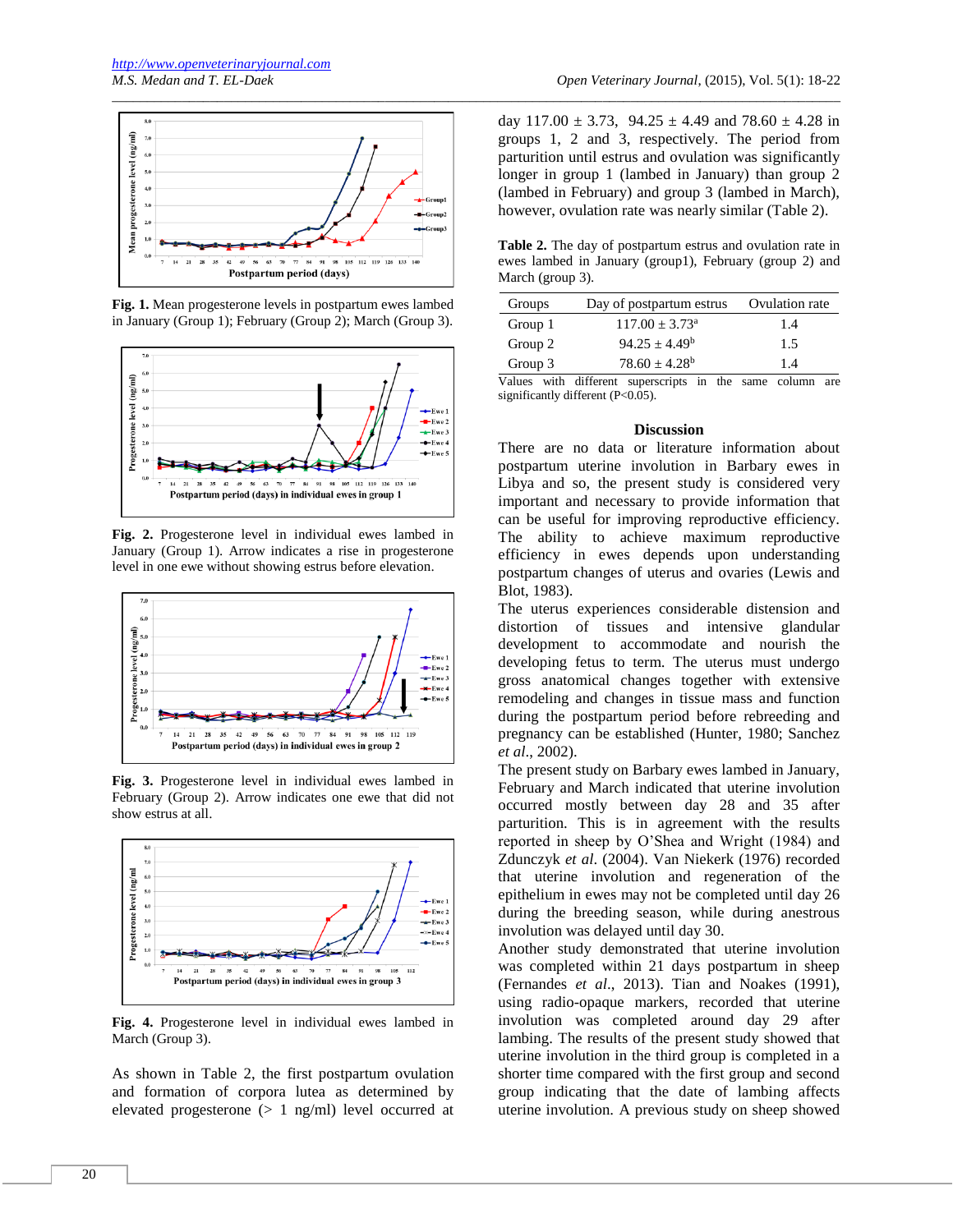Fig. 1. Mean progesterone levels in postpartum ewes lambed in January (Group 1); February (Group 2); March (Group 3).

Fig. 2. Progesterone level in individual ewes lambed in January (Group 1). Arrow indicates a rise in progesterone level in one ewe without showing estrus before elevation.

Fig. 3. Progesterone level in individual ewes lambed in February (Group 2). Arrow indicates one ewe that did not show estrus at all.

Fig. 4. Progesterone level in individual ewes lambed in March (Group 3).

As shown in Table 2, the first postpartum ovulation and formation of corpora lutea as determined by elevated progesterone (> 1 ng/ml) level occurred at day 117.00 ± 3.73, 94.25 ± 4.49 and 78.60 ± 4.28 in groups 1, 2 and 3, respectively. The period from parturition until estrus and ovulation was significantly longer in group 1 (lambed in January) than group 2 (lambed in February) and group 3 (lambed in March), however, ovulation rate was nearly similar (Table 2).

**Table 2.** The day of postpartum estrus and ovulation rate in ewes lambed in January (group1), February (group 2) and March (group 3).

| Groups | Day of postpartum estrus | Ovulation rate |
|---|---|---|
| Group 1 | 117.00 ± 3.73[a] | 1.4 |
| Group 2 | 94.25 ± 4.49[b] | 1.5 |
| Group 3 | 78.60 ± 4.28[b] | 1.4 |

Values with different superscripts in the same column are significantly different ($P<0.05$).

## Discussion

There are no data or literature information about postpartum uterine involution in Barbary ewes in Libya and so, the present study is considered very important and necessary to provide information that can be useful for improving reproductive efficiency. The ability to achieve maximum reproductive efficiency in ewes depends upon understanding postpartum changes of uterus and ovaries (Lewis and Blot, 1983).

The uterus experiences considerable distension and distortion of tissues and intensive glandular development to accommodate and nourish the developing fetus to term. The uterus must undergo gross anatomical changes together with extensive remodeling and changes in tissue mass and function during the postpartum period before rebreeding and pregnancy can be established (Hunter, 1980; Sanchez *et al*., 2002).

The present study on Barbary ewes lambed in January, February and March indicated that uterine involution occurred mostly between day 28 and 35 after parturition. This is in agreement with the results reported in sheep by O'Shea and Wright (1984) and Zdunczyk *et al*. (2004). Van Niekerk (1976) recorded that uterine involution and regeneration of the epithelium in ewes may not be completed until day 26 during the breeding season, while during anestrous involution was delayed until day 30.

Another study demonstrated that uterine involution was completed within 21 days postpartum in sheep (Fernandes *et al*., 2013). Tian and Noakes (1991), using radio-opaque markers, recorded that uterine involution was completed around day 29 after lambing. The results of the present study showed that uterine involution in the third group is completed in a shorter time compared with the first group and second group indicating that the date of lambing affects uterine involution. A previous study on sheep showed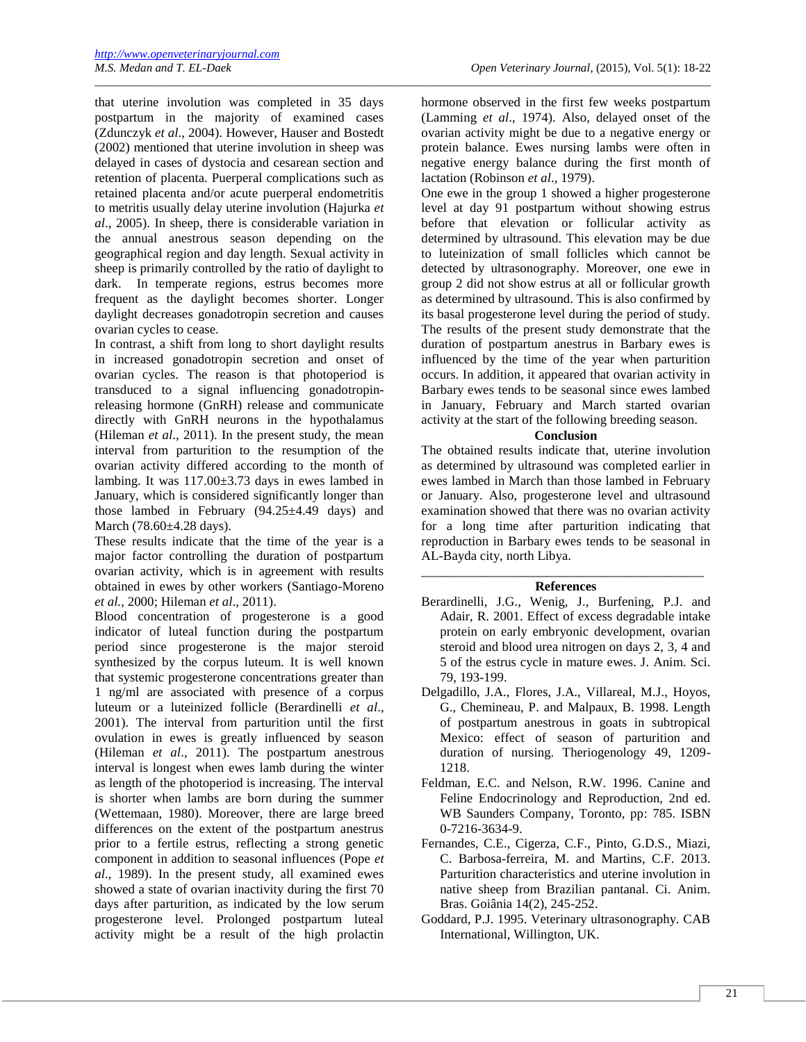that uterine involution was completed in 35 days postpartum in the majority of examined cases (Zdunczyk *et al*., 2004). However, Hauser and Bostedt (2002) mentioned that uterine involution in sheep was delayed in cases of dystocia and cesarean section and retention of placenta. Puerperal complications such as retained placenta and/or acute puerperal endometritis to metritis usually delay uterine involution (Hajurka *et al*., 2005). In sheep, there is considerable variation in the annual anestrous season depending on the geographical region and day length. Sexual activity in sheep is primarily controlled by the ratio of daylight to dark. In temperate regions, estrus becomes more frequent as the daylight becomes shorter. Longer daylight decreases gonadotropin secretion and causes ovarian cycles to cease.

In contrast, a shift from long to short daylight results in increased gonadotropin secretion and onset of ovarian cycles. The reason is that photoperiod is transduced to a signal influencing gonadotropin-releasing hormone (GnRH) release and communicate directly with GnRH neurons in the hypothalamus (Hileman *et al*., 2011). In the present study, the mean interval from parturition to the resumption of the ovarian activity differed according to the month of lambing. It was 117.00±3.73 days in ewes lambed in January, which is considered significantly longer than those lambed in February (94.25±4.49 days) and March (78.60±4.28 days).

These results indicate that the time of the year is a major factor controlling the duration of postpartum ovarian activity, which is in agreement with results obtained in ewes by other workers (Santiago-Moreno *et al.*, 2000; Hileman *et al*., 2011).

Blood concentration of progesterone is a good indicator of luteal function during the postpartum period since progesterone is the major steroid synthesized by the corpus luteum. It is well known that systemic progesterone concentrations greater than 1 ng/ml are associated with presence of a corpus luteum or a luteinized follicle (Berardinelli *et al*., 2001). The interval from parturition until the first ovulation in ewes is greatly influenced by season (Hileman *et al*., 2011). The postpartum anestrous interval is longest when ewes lamb during the winter as length of the photoperiod is increasing. The interval is shorter when lambs are born during the summer (Wettemaan, 1980). Moreover, there are large breed differences on the extent of the postpartum anestrus prior to a fertile estrus, reflecting a strong genetic component in addition to seasonal influences (Pope *et al*., 1989). In the present study, all examined ewes showed a state of ovarian inactivity during the first 70 days after parturition, as indicated by the low serum progesterone level. Prolonged postpartum luteal activity might be a result of the high prolactin hormone observed in the first few weeks postpartum (Lamming *et al*., 1974). Also, delayed onset of the ovarian activity might be due to a negative energy or protein balance. Ewes nursing lambs were often in negative energy balance during the first month of lactation (Robinson *et al*., 1979).

One ewe in the group 1 showed a higher progesterone level at day 91 postpartum without showing estrus before that elevation or follicular activity as determined by ultrasound. This elevation may be due to luteinization of small follicles which cannot be detected by ultrasonography. Moreover, one ewe in group 2 did not show estrus at all or follicular growth as determined by ultrasound. This is also confirmed by its basal progesterone level during the period of study.

The results of the present study demonstrate that the duration of postpartum anestrus in Barbary ewes is influenced by the time of the year when parturition occurs. In addition, it appeared that ovarian activity in Barbary ewes tends to be seasonal since ewes lambed in January, February and March started ovarian activity at the start of the following breeding season.

## Conclusion

The obtained results indicate that, uterine involution as determined by ultrasound was completed earlier in ewes lambed in March than those lambed in February or January. Also, progesterone level and ultrasound examination showed that there was no ovarian activity for a long time after parturition indicating that reproduction in Barbary ewes tends to be seasonal in AL-Bayda city, north Libya.

## References

Berardinelli, J.G., Wenig, J., Burfening, P.J. and Adair, R. 2001. Effect of excess degradable intake protein on early embryonic development, ovarian steroid and blood urea nitrogen on days 2, 3, 4 and 5 of the estrus cycle in mature ewes. J. Anim. Sci. 79, 193-199.

Delgadillo, J.A., Flores, J.A., Villareal, M.J., Hoyos, G., Chemineau, P. and Malpaux, B. 1998. Length of postpartum anestrus in goats in subtropical Mexico: effect of season of parturition and duration of nursing. Theriogenology 49, 1209-1218.

Feldman, E.C. and Nelson, R.W. 1996. Canine and Feline Endocrinology and Reproduction, 2nd ed. WB Saunders Company, Toronto, pp: 785. ISBN 0-7216-3634-9.

Fernandes, C.E., Cigerza, C.F., Pinto, G.D.S., Miazi, C. Barbosa-ferreira, M. and Martins, C.F. 2013. Parturition characteristics and uterine involution in native sheep from Brazilian pantanal. Ci. Anim. Bras. Goiânia 14(2), 245-252.

Goddard, P.J. 1995. Veterinary ultrasonography. CAB International, Willington, UK.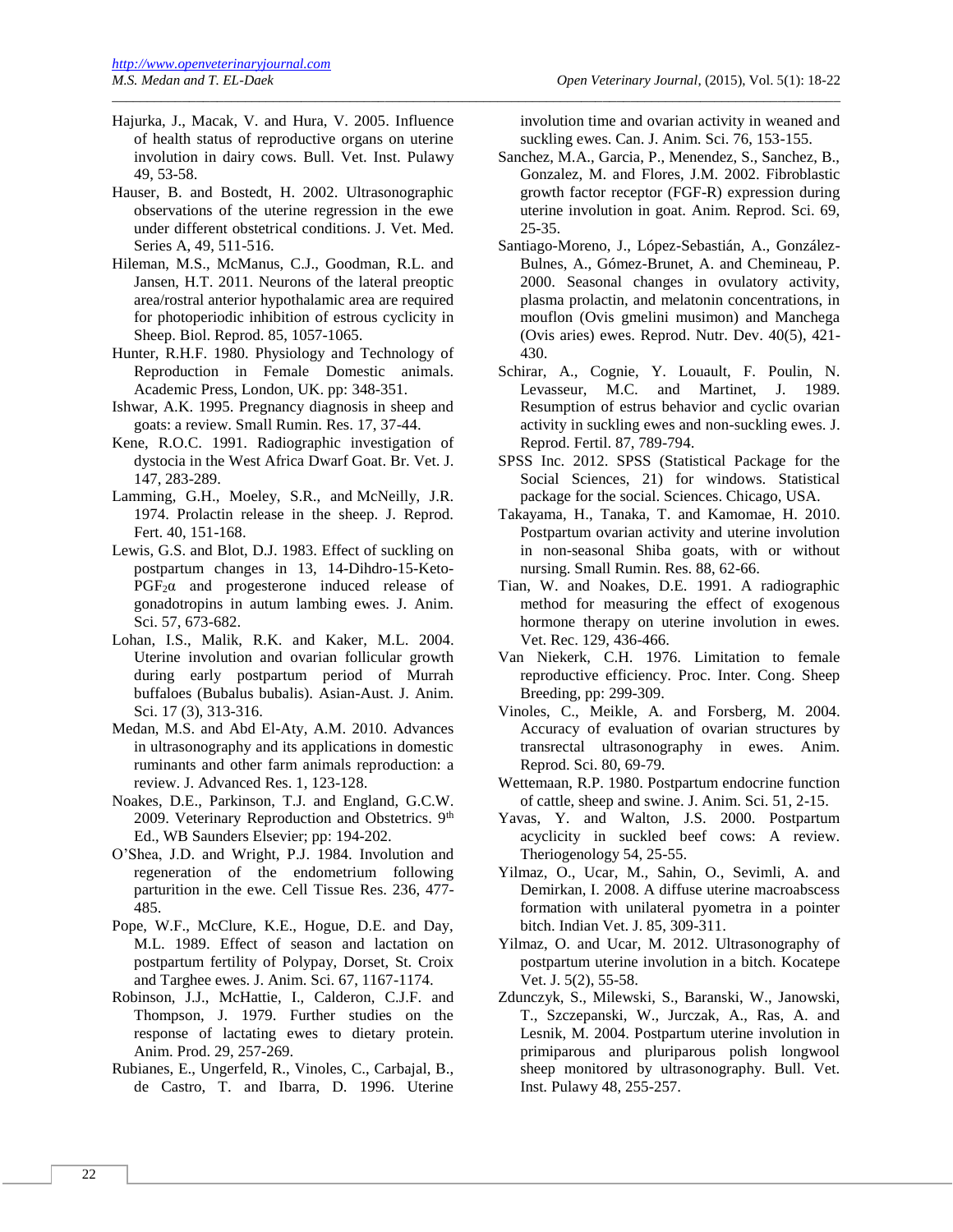Hajurka, J., Macak, V. and Hura, V. 2005. Influence of health status of reproductive organs on uterine involution in dairy cows. Bull. Vet. Inst. Pulawy 49, 53-58.

Hauser, B. and Bostedt, H. 2002. Ultrasonographic observations of the uterine regression in the ewe under different obstetrical conditions. J. Vet. Med. Series A, 49, 511-516.

Hileman, M.S., McManus, C.J., Goodman, R.L. and Jansen, H.T. 2011. Neurons of the lateral preoptic area/rostral anterior hypothalamic area are required for photoperiodic inhibition of estrous cyclicity in Sheep. Biol. Reprod. 85, 1057-1065.

Hunter, R.H.F. 1980. Physiology and Technology of Reproduction in Female Domestic animals. Academic Press, London, UK. pp: 348-351.

Ishwar, A.K. 1995. Pregnancy diagnosis in sheep and goats: a review. Small Rumin. Res. 17, 37-44.

Kene, R.O.C. 1991. Radiographic investigation of dystocia in the West Africa Dwarf Goat. Br. Vet. J. 147, 283-289.

Lamming, G.H., Moeley, S.R., and McNeilly, J.R. 1974. Prolactin release in the sheep. J. Reprod. Fert. 40, 151-168.

Lewis, G.S. and Blot, D.J. 1983. Effect of suckling on postpartum changes in 13, 14-Dihdro-15-Keto-$PGF_{2}\alpha$ and progesterone induced release of gonadotropins in autum lambing ewes. J. Anim. Sci. 57, 673-682.

Lohan, I.S., Malik, R.K. and Kaker, M.L. 2004. Uterine involution and ovarian follicular growth during early postpartum period of Murrah buffaloes (Bubalus bubalis). Asian-Aust. J. Anim. Sci. 17 (3), 313-316.

Medan, M.S. and Abd El-Aty, A.M. 2010. Advances in ultrasonography and its applications in domestic ruminants and other farm animals reproduction: a review. J. Advanced Res. 1, 123-128.

Noakes, D.E., Parkinson, T.J. and England, G.C.W. 2009. Veterinary Reproduction and Obstetrics. 9th Ed., WB Saunders Elsevier; pp: 194-202.

O'Shea, J.D. and Wright, P.J. 1984. Involution and regeneration of the endometrium following parturition in the ewe. Cell Tissue Res. 236, 477-485.

Pope, W.F., McClure, K.E., Hogue, D.E. and Day, M.L. 1989. Effect of season and lactation on postpartum fertility of Polypay, Dorset, St. Croix and Targhee ewes. J. Anim. Sci. 67, 1167-1174.

Robinson, J.J., McHattie, I., Calderon, C.J.F. and Thompson, J. 1979. Further studies on the response of lactating ewes to dietary protein. Anim. Prod. 29, 257-269.

Rubianes, E., Ungerfeld, R., Vinoles, C., Carbajal, B., de Castro, T. and Ibarra, D. 1996. Uterine involution time and ovarian activity in weaned and suckling ewes. Can. J. Anim. Sci. 76, 153-155.

Sanchez, M.A., Garcia, P., Menendez, S., Sanchez, B., Gonzalez, M. and Flores, J.M. 2002. Fibroblastic growth factor receptor (FGF-R) expression during uterine involution in goat. Anim. Reprod. Sci. 69, 25-35.

Santiago-Moreno, J., López-Sebastián, A., González-Bulnes, A., Gómez-Brunet, A. and Chemineau, P. 2000. Seasonal changes in ovulatory activity, plasma prolactin, and melatonin concentrations, in mouflon (Ovis gmelini musimon) and Manchega (Ovis aries) ewes. Reprod. Nutr. Dev. 40(5), 421-430.

Schirar, A., Cognie, Y. Louault, F. Poulin, N. Levasseur, M.C. and Martinet, J. 1989. Resumption of estrus behavior and cyclic ovarian activity in suckling ewes and non-suckling ewes. J. Reprod. Fertil. 87, 789-794.

SPSS Inc. 2012. SPSS (Statistical Package for the Social Sciences, 21) for windows. Statistical package for the social. Sciences. Chicago, USA.

Takayama, H., Tanaka, T. and Kamomae, H. 2010. Postpartum ovarian activity and uterine involution in non-seasonal Shiba goats, with or without nursing. Small Rumin. Res. 88, 62-66.

Tian, W. and Noakes, D.E. 1991. A radiographic method for measuring the effect of exogenous hormone therapy on uterine involution in ewes. Vet. Rec. 129, 436-466.

Van Niekerk, C.H. 1976. Limitation to female reproductive efficiency. Proc. Inter. Cong. Sheep Breeding, pp: 299-309.

Vinoles, C., Meikle, A. and Forsberg, M. 2004. Accuracy of evaluation of ovarian structures by transrectal ultrasonography in ewes. Anim. Reprod. Sci. 80, 69-79.

Wettemaan, R.P. 1980. Postpartum endocrine function of cattle, sheep and swine. J. Anim. Sci. 51, 2-15.

Yavas, Y. and Walton, J.S. 2000. Postpartum acyclicity in suckled beef cows: A review. Theriogenology 54, 25-55.

Yilmaz, O., Ucar, M., Sahin, O., Sevimli, A. and Demirkan, I. 2008. A diffuse uterine macroabscess formation with unilateral pyometra in a pointer bitch. Indian Vet. J. 85, 309-311.

Yilmaz, O. and Ucar, M. 2012. Ultrasonography of postpartum uterine involution in a bitch. Kocatepe Vet. J. 5(2), 55-58.

Zdunczyk, S., Milewski, S., Baranski, W., Janowski, T., Szczepanski, W., Jurczak, A., Ras, A. and Lesnik, M. 2004. Postpartum uterine involution in primiparous and pluriparous polish longwool sheep monitored by ultrasonography. Bull. Vet. Inst. Pulawy 48, 255-257.